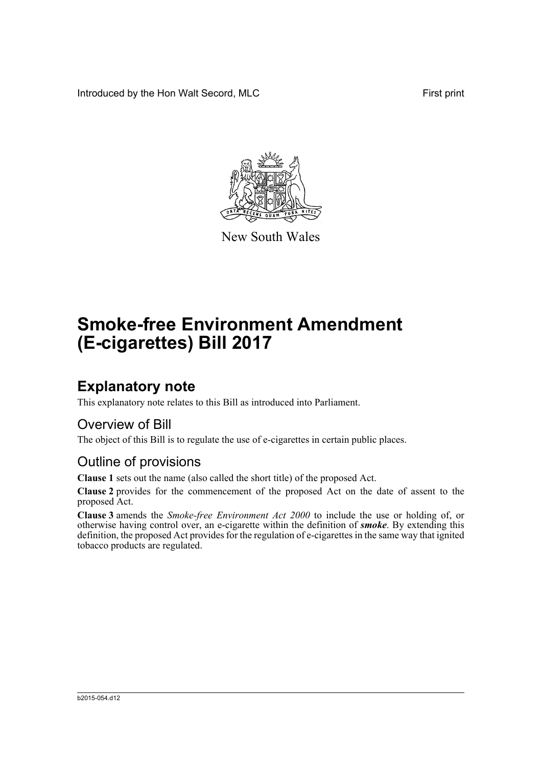Introduced by the Hon Walt Secord, MLC

First print

New South Wales

# Smoke-free Environment Amendment (E-cigarettes) Bill 2017

## Explanatory note

This explanatory note relates to this Bill as introduced into Parliament.

### Overview of Bill

The object of this Bill is to regulate the use of e-cigarettes in certain public places.

### Outline of provisions

**Clause 1** sets out the name (also called the short title) of the proposed Act.

**Clause 2** provides for the commencement of the proposed Act on the date of assent to the proposed Act.

**Clause 3** amends the *Smoke-free Environment Act 2000* to include the use or holding of, or otherwise having control over, an e-cigarette within the definition of ***smoke***. By extending this definition, the proposed Act provides for the regulation of e-cigarettes in the same way that ignited tobacco products are regulated.

b2015-054.d12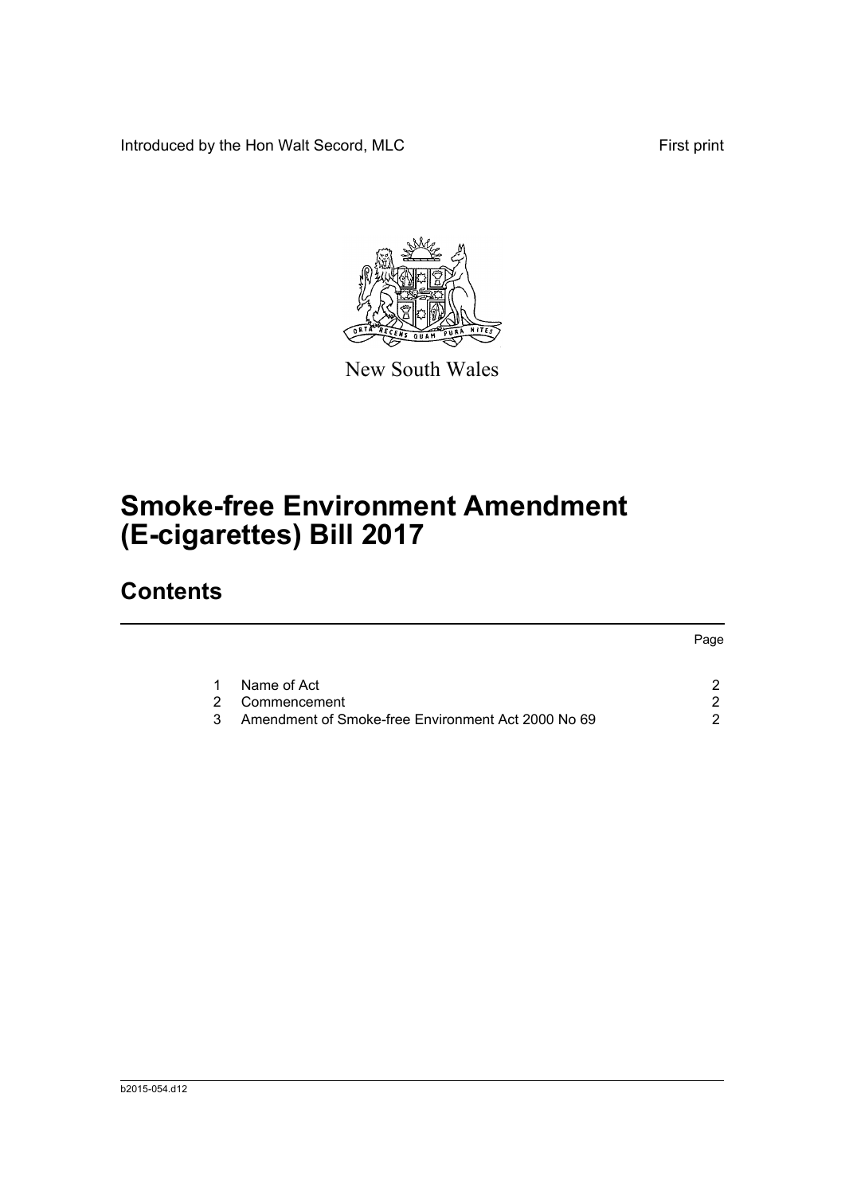Introduced by the Hon Walt Secord, MLC

First print

New South Wales

# Smoke-free Environment Amendment (E-cigarettes) Bill 2017

## Contents

| | | Page |
|---|---|---|
| 1 | Name of Act | 2 |
| 2 | Commencement | 2 |
| 3 | Amendment of Smoke-free Environment Act 2000 No 69 | 2 |

b2015-054.d12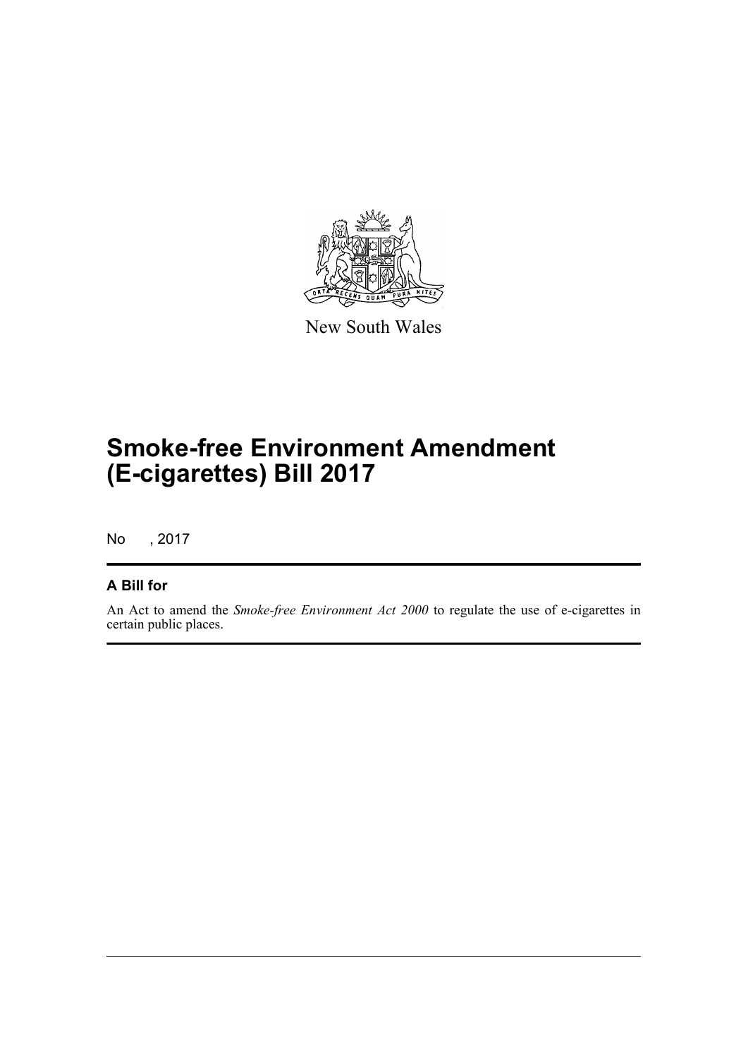New South Wales

# Smoke-free Environment Amendment (E-cigarettes) Bill 2017

No , 2017

## A Bill for

An Act to amend the *Smoke-free Environment Act 2000* to regulate the use of e-cigarettes in certain public places.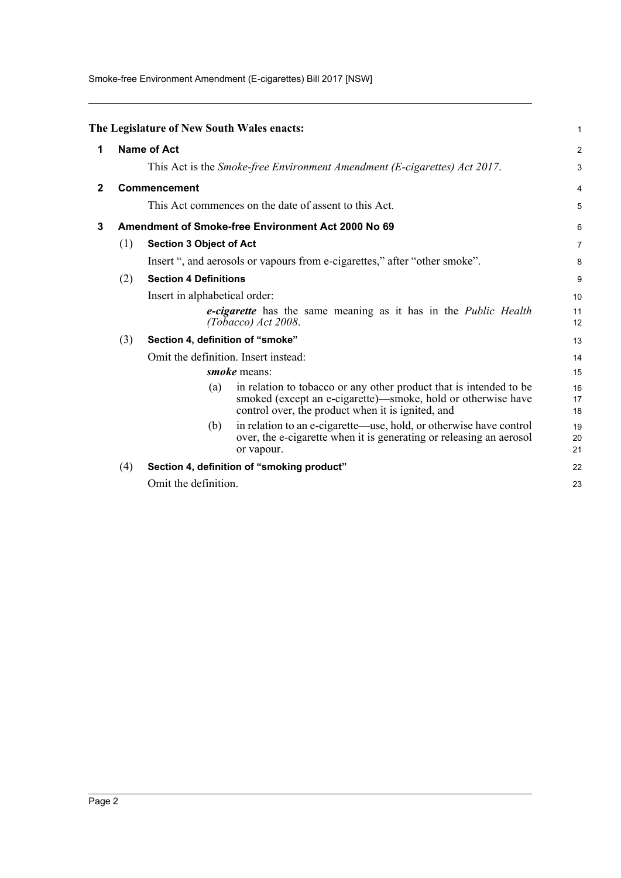**The Legislature of New South Wales enacts:**

## 1 Name of Act

This Act is the *Smoke-free Environment Amendment (E-cigarettes) Act 2017*.

## 2 Commencement

This Act commences on the date of assent to this Act.

## 3 Amendment of Smoke-free Environment Act 2000 No 69

### (1) Section 3 Object of Act

Insert ", and aerosols or vapours from e-cigarettes," after "other smoke".

### (2) Section 4 Definitions

Insert in alphabetical order:

> ***e-cigarette*** has the same meaning as it has in the *Public Health (Tobacco) Act 2008*.

### (3) Section 4, definition of "smoke"

Omit the definition. Insert instead:

> ***smoke*** means:
>
> (a) in relation to tobacco or any other product that is intended to be smoked (except an e-cigarette)—smoke, hold or otherwise have control over, the product when it is ignited, and
>
> (b) in relation to an e-cigarette—use, hold, or otherwise have control over, the e-cigarette when it is generating or releasing an aerosol or vapour.

### (4) Section 4, definition of "smoking product"

Omit the definition.